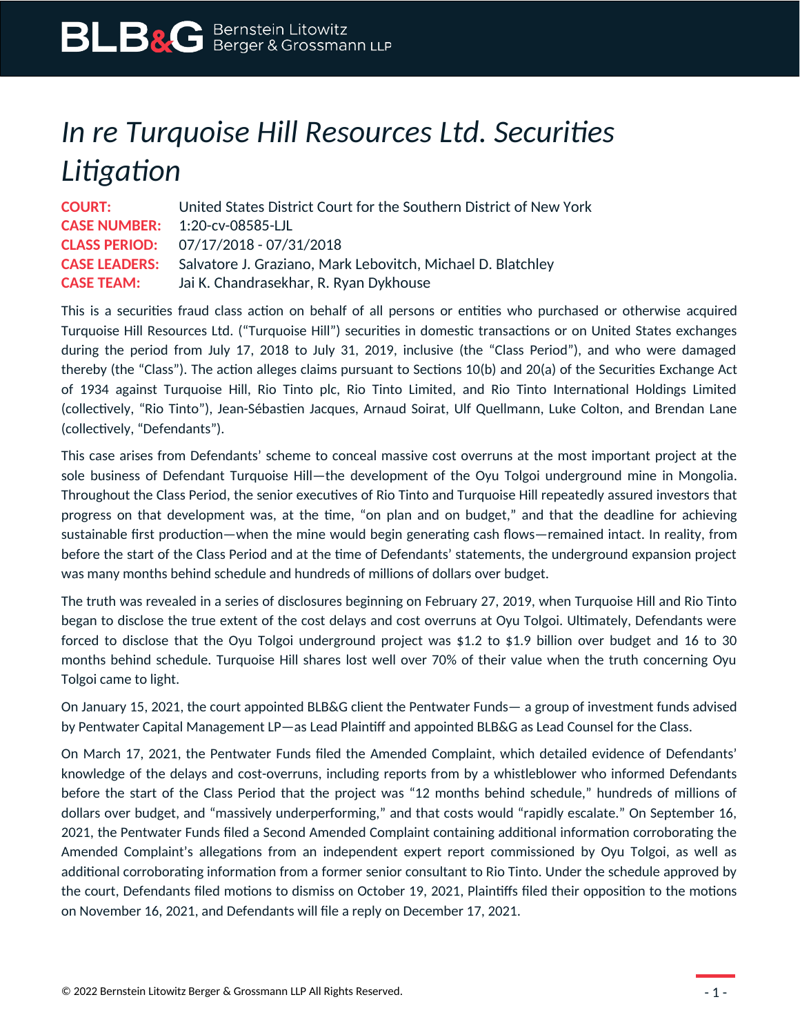# *In re Turquoise Hill Resources Ltd. Securities Litigation*

**COURT:** United States District Court for the Southern District of New York
**CASE NUMBER:** 1:20-cv-08585-LJL
**CLASS PERIOD:** 07/17/2018 - 07/31/2018
**CASE LEADERS:** Salvatore J. Graziano, Mark Lebovitch, Michael D. Blatchley
**CASE TEAM:** Jai K. Chandrasekhar, R. Ryan Dykhouse

This is a securities fraud class action on behalf of all persons or entities who purchased or otherwise acquired Turquoise Hill Resources Ltd. ("Turquoise Hill") securities in domestic transactions or on United States exchanges during the period from July 17, 2018 to July 31, 2019, inclusive (the "Class Period"), and who were damaged thereby (the "Class"). The action alleges claims pursuant to Sections 10(b) and 20(a) of the Securities Exchange Act of 1934 against Turquoise Hill, Rio Tinto plc, Rio Tinto Limited, and Rio Tinto International Holdings Limited (collectively, "Rio Tinto"), Jean-Sébastien Jacques, Arnaud Soirat, Ulf Quellmann, Luke Colton, and Brendan Lane (collectively, "Defendants").

This case arises from Defendants' scheme to conceal massive cost overruns at the most important project at the sole business of Defendant Turquoise Hill—the development of the Oyu Tolgoi underground mine in Mongolia. Throughout the Class Period, the senior executives of Rio Tinto and Turquoise Hill repeatedly assured investors that progress on that development was, at the time, "on plan and on budget," and that the deadline for achieving sustainable first production—when the mine would begin generating cash flows—remained intact. In reality, from before the start of the Class Period and at the time of Defendants' statements, the underground expansion project was many months behind schedule and hundreds of millions of dollars over budget.

The truth was revealed in a series of disclosures beginning on February 27, 2019, when Turquoise Hill and Rio Tinto began to disclose the true extent of the cost delays and cost overruns at Oyu Tolgoi. Ultimately, Defendants were forced to disclose that the Oyu Tolgoi underground project was $1.2 to $1.9 billion over budget and 16 to 30 months behind schedule. Turquoise Hill shares lost well over 70% of their value when the truth concerning Oyu Tolgoi came to light.

On January 15, 2021, the court appointed BLB&G client the Pentwater Funds— a group of investment funds advised by Pentwater Capital Management LP—as Lead Plaintiff and appointed BLB&G as Lead Counsel for the Class.

On March 17, 2021, the Pentwater Funds filed the Amended Complaint, which detailed evidence of Defendants' knowledge of the delays and cost-overruns, including reports from by a whistleblower who informed Defendants before the start of the Class Period that the project was "12 months behind schedule," hundreds of millions of dollars over budget, and "massively underperforming," and that costs would "rapidly escalate." On September 16, 2021, the Pentwater Funds filed a Second Amended Complaint containing additional information corroborating the Amended Complaint's allegations from an independent expert report commissioned by Oyu Tolgoi, as well as additional corroborating information from a former senior consultant to Rio Tinto. Under the schedule approved by the court, Defendants filed motions to dismiss on October 19, 2021, Plaintiffs filed their opposition to the motions on November 16, 2021, and Defendants will file a reply on December 17, 2021.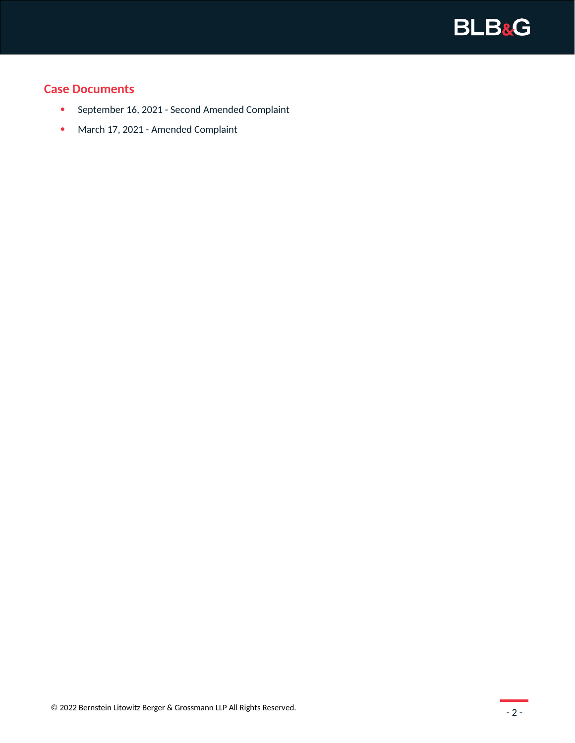## Case Documents

- September 16, 2021 - Second Amended Complaint
- March 17, 2021 - Amended Complaint

© 2022 Bernstein Litowitz Berger & Grossmann LLP All Rights Reserved.